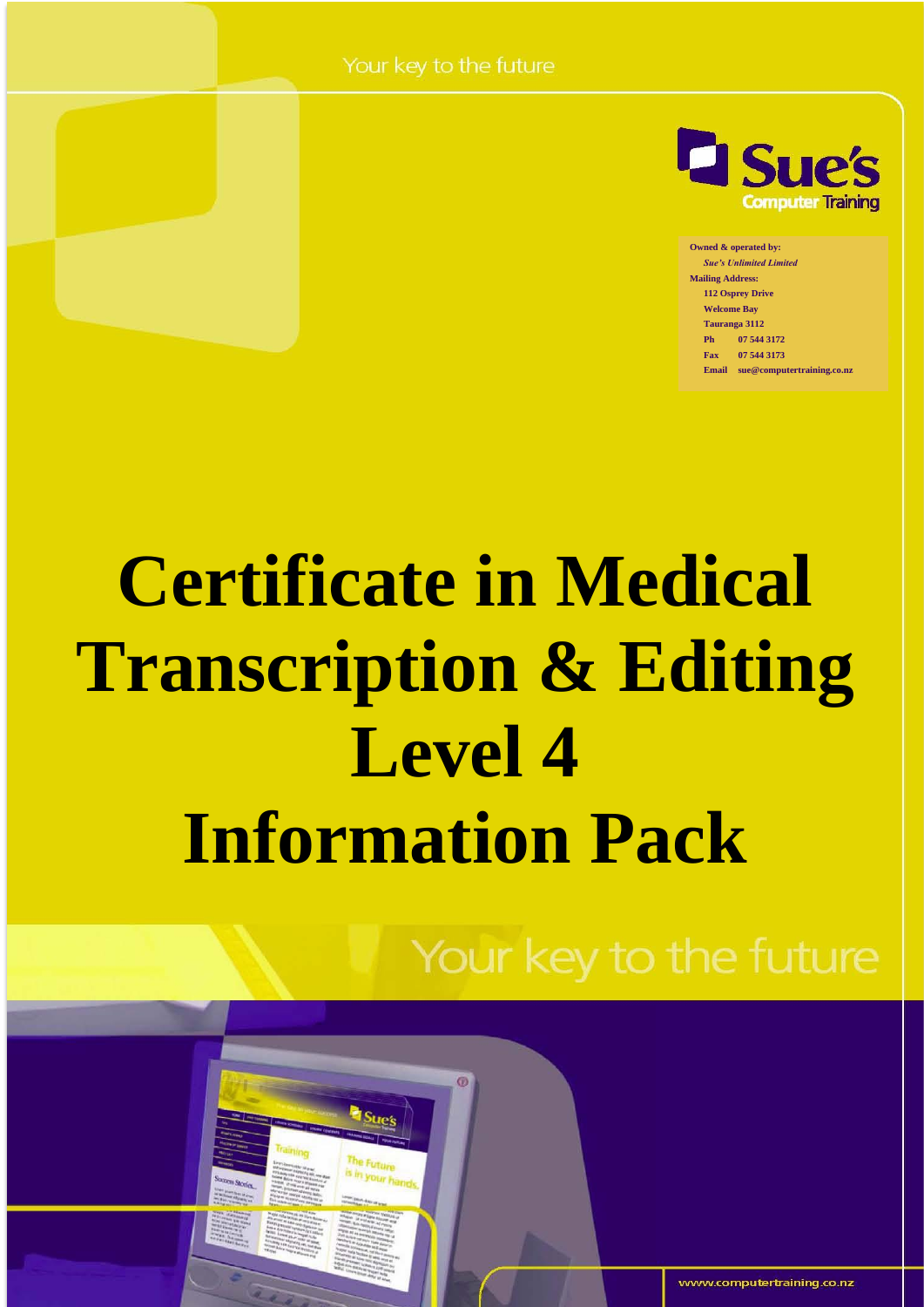Your key to the future

Sue's Computer Training

**Owned & operated by:**
*Sue's Unlimited Limited*
**Mailing Address:**
112 Osprey Drive
Welcome Bay
Tauranga 3112
Ph 07 544 3172
Fax 07 544 3173
Email sue@computertraining.co.nz

# Certificate in Medical Transcription & Editing Level 4 Information Pack

Your key to the future

www.computertraining.co.nz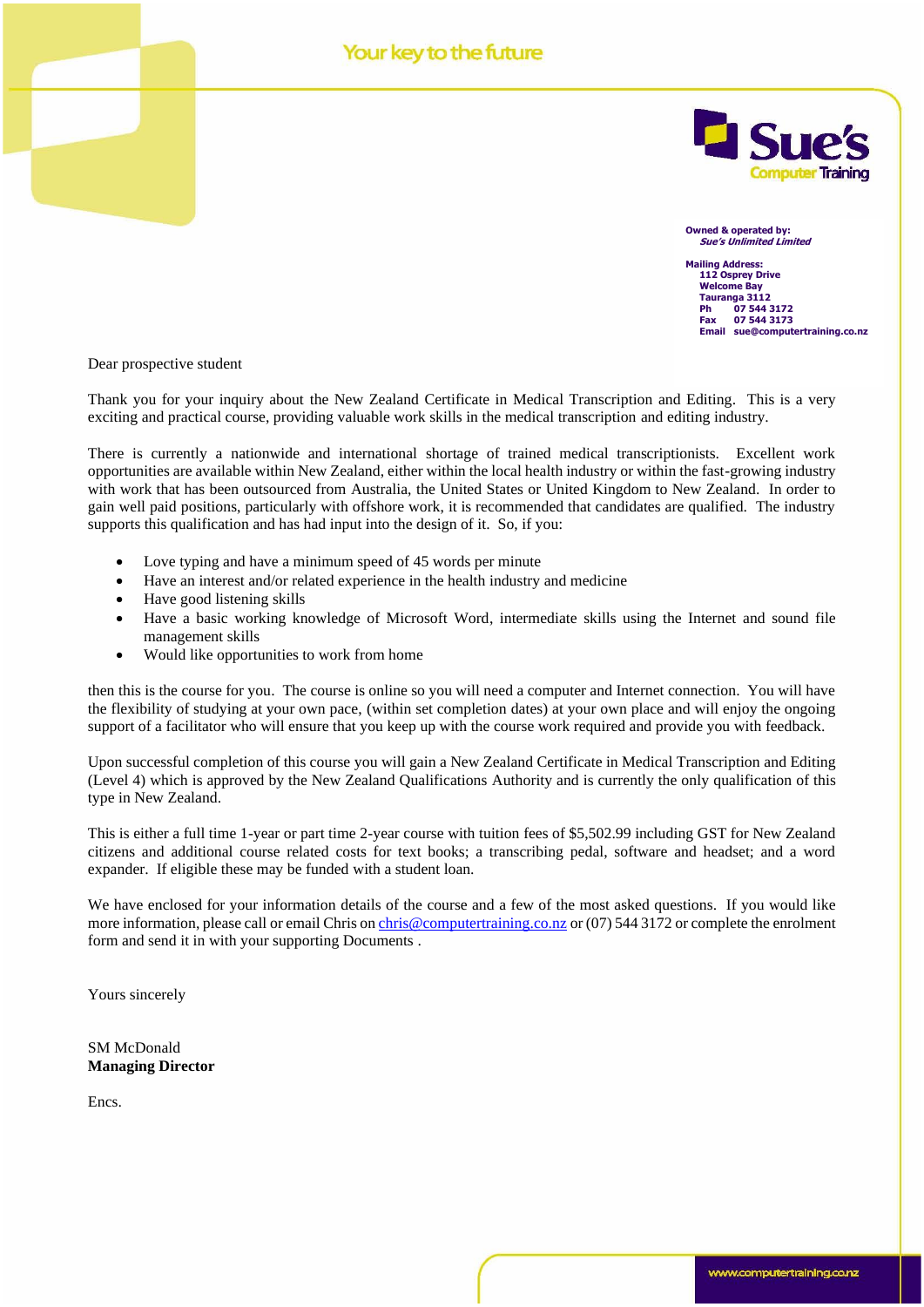Your key to the future

Sue's Computer Training

**Owned & operated by:**
***Sue's Unlimited Limited***

**Mailing Address:**
**112 Osprey Drive**
**Welcome Bay**
**Tauranga 3112**
**Ph 07 544 3172**
**Fax 07 544 3173**
**Email sue@computertraining.co.nz**

Dear prospective student

Thank you for your inquiry about the New Zealand Certificate in Medical Transcription and Editing. This is a very exciting and practical course, providing valuable work skills in the medical transcription and editing industry.

There is currently a nationwide and international shortage of trained medical transcriptionists. Excellent work opportunities are available within New Zealand, either within the local health industry or within the fast-growing industry with work that has been outsourced from Australia, the United States or United Kingdom to New Zealand. In order to gain well paid positions, particularly with offshore work, it is recommended that candidates are qualified. The industry supports this qualification and has had input into the design of it. So, if you:

- Love typing and have a minimum speed of 45 words per minute
- Have an interest and/or related experience in the health industry and medicine
- Have good listening skills
- Have a basic working knowledge of Microsoft Word, intermediate skills using the Internet and sound file management skills
- Would like opportunities to work from home

then this is the course for you. The course is online so you will need a computer and Internet connection. You will have the flexibility of studying at your own pace, (within set completion dates) at your own place and will enjoy the ongoing support of a facilitator who will ensure that you keep up with the course work required and provide you with feedback.

Upon successful completion of this course you will gain a New Zealand Certificate in Medical Transcription and Editing (Level 4) which is approved by the New Zealand Qualifications Authority and is currently the only qualification of this type in New Zealand.

This is either a full time 1-year or part time 2-year course with tuition fees of $5,502.99 including GST for New Zealand citizens and additional course related costs for text books; a transcribing pedal, software and headset; and a word expander. If eligible these may be funded with a student loan.

We have enclosed for your information details of the course and a few of the most asked questions. If you would like more information, please call or email Chris on chris@computertraining.co.nz or (07) 544 3172 or complete the enrolment form and send it in with your supporting Documents .

Yours sincerely

SM McDonald
**Managing Director**

Encs.

www.computertraining.co.nz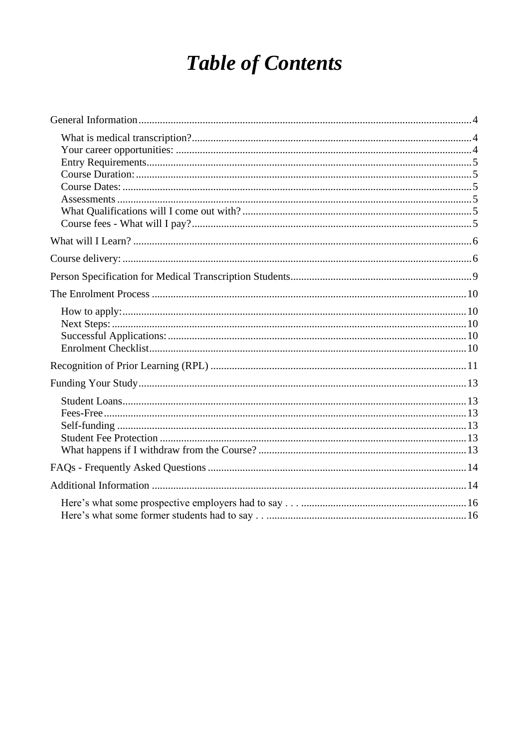# *Table of Contents*

General Information ........ 4

- What is medical transcription? ........ 4
- Your career opportunities: ........ 4
- Entry Requirements ........ 5
- Course Duration: ........ 5
- Course Dates: ........ 5
- Assessments ........ 5
- What Qualifications will I come out with? ........ 5
- Course fees - What will I pay? ........ 5

What will I Learn? ........ 6

Course delivery: ........ 6

Person Specification for Medical Transcription Students ........ 9

The Enrolment Process ........ 10

- How to apply: ........ 10
- Next Steps: ........ 10
- Successful Applications: ........ 10
- Enrolment Checklist ........ 10

Recognition of Prior Learning (RPL) ........ 11

Funding Your Study ........ 13

- Student Loans ........ 13
- Fees-Free ........ 13
- Self-funding ........ 13
- Student Fee Protection ........ 13
- What happens if I withdraw from the Course? ........ 13

FAQs - Frequently Asked Questions ........ 14

Additional Information ........ 14

- Here's what some prospective employers had to say . . . ........ 16
- Here's what some former students had to say . . ........ 16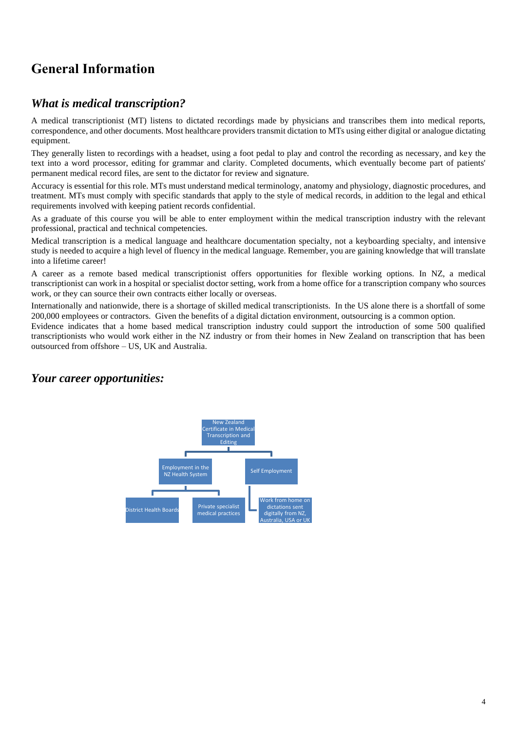# General Information

## *What is medical transcription?*

A medical transcriptionist (MT) listens to dictated recordings made by physicians and transcribes them into medical reports, correspondence, and other documents. Most healthcare providers transmit dictation to MTs using either digital or analogue dictating equipment.

They generally listen to recordings with a headset, using a foot pedal to play and control the recording as necessary, and key the text into a word processor, editing for grammar and clarity. Completed documents, which eventually become part of patients' permanent medical record files, are sent to the dictator for review and signature.

Accuracy is essential for this role. MTs must understand medical terminology, anatomy and physiology, diagnostic procedures, and treatment. MTs must comply with specific standards that apply to the style of medical records, in addition to the legal and ethical requirements involved with keeping patient records confidential.

As a graduate of this course you will be able to enter employment within the medical transcription industry with the relevant professional, practical and technical competencies.

Medical transcription is a medical language and healthcare documentation specialty, not a keyboarding specialty, and intensive study is needed to acquire a high level of fluency in the medical language. Remember, you are gaining knowledge that will translate into a lifetime career!

A career as a remote based medical transcriptionist offers opportunities for flexible working options. In NZ, a medical transcriptionist can work in a hospital or specialist doctor setting, work from a home office for a transcription company who sources work, or they can source their own contracts either locally or overseas.

Internationally and nationwide, there is a shortage of skilled medical transcriptionists. In the US alone there is a shortfall of some 200,000 employees or contractors. Given the benefits of a digital dictation environment, outsourcing is a common option.

Evidence indicates that a home based medical transcription industry could support the introduction of some 500 qualified transcriptionists who would work either in the NZ industry or from their homes in New Zealand on transcription that has been outsourced from offshore – US, UK and Australia.

## *Your career opportunities:*

- New Zealand Certificate in Medical Transcription and Editing
  - Employment in the NZ Health System
    - District Health Boards
    - Private specialist medical practices
  - Self Employment
    - Work from home on dictations sent digitally from NZ, Australia, USA or UK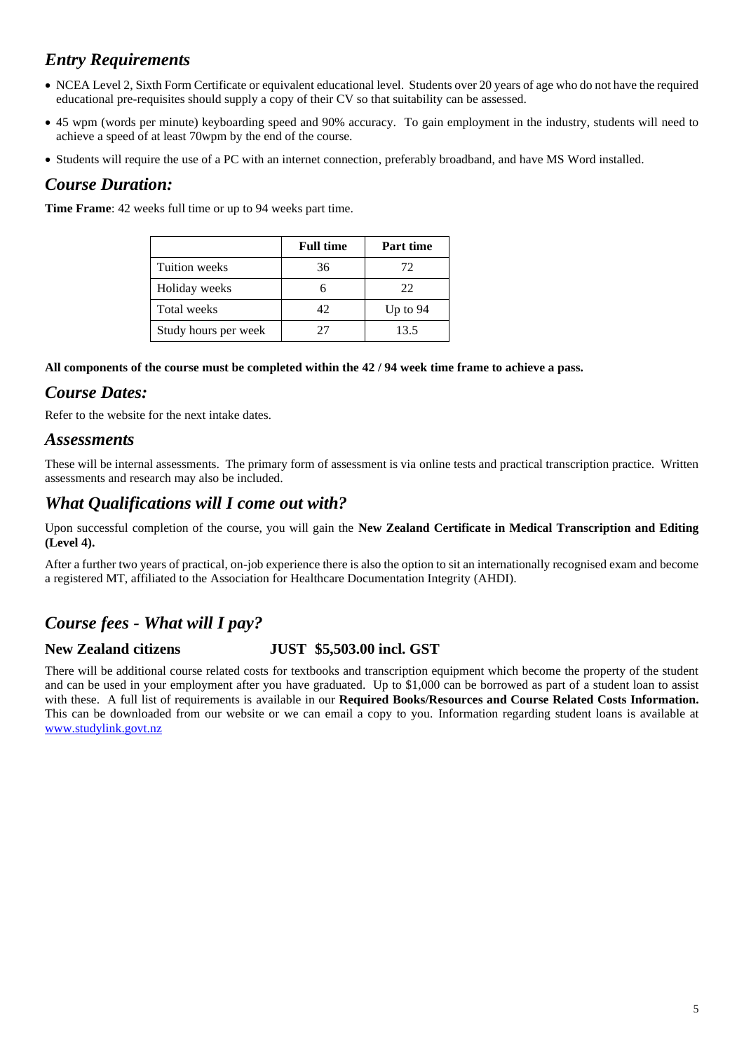## *Entry Requirements*

- NCEA Level 2, Sixth Form Certificate or equivalent educational level. Students over 20 years of age who do not have the required educational pre-requisites should supply a copy of their CV so that suitability can be assessed.
- 45 wpm (words per minute) keyboarding speed and 90% accuracy. To gain employment in the industry, students will need to achieve a speed of at least 70wpm by the end of the course.
- Students will require the use of a PC with an internet connection, preferably broadband, and have MS Word installed.

## *Course Duration:*

**Time Frame**: 42 weeks full time or up to 94 weeks part time.

| | Full time | Part time |
|---|---|---|
| Tuition weeks | 36 | 72 |
| Holiday weeks | 6 | 22 |
| Total weeks | 42 | Up to 94 |
| Study hours per week | 27 | 13.5 |

**All components of the course must be completed within the 42 / 94 week time frame to achieve a pass.**

## *Course Dates:*

Refer to the website for the next intake dates.

## *Assessments*

These will be internal assessments. The primary form of assessment is via online tests and practical transcription practice. Written assessments and research may also be included.

## *What Qualifications will I come out with?*

Upon successful completion of the course, you will gain the **New Zealand Certificate in Medical Transcription and Editing (Level 4).**

After a further two years of practical, on-job experience there is also the option to sit an internationally recognised exam and become a registered MT, affiliated to the Association for Healthcare Documentation Integrity (AHDI).

## *Course fees - What will I pay?*

**New Zealand citizens JUST $5,503.00 incl. GST**

There will be additional course related costs for textbooks and transcription equipment which become the property of the student and can be used in your employment after you have graduated. Up to $1,000 can be borrowed as part of a student loan to assist with these. A full list of requirements is available in our **Required Books/Resources and Course Related Costs Information.** This can be downloaded from our website or we can email a copy to you. Information regarding student loans is available at www.studylink.govt.nz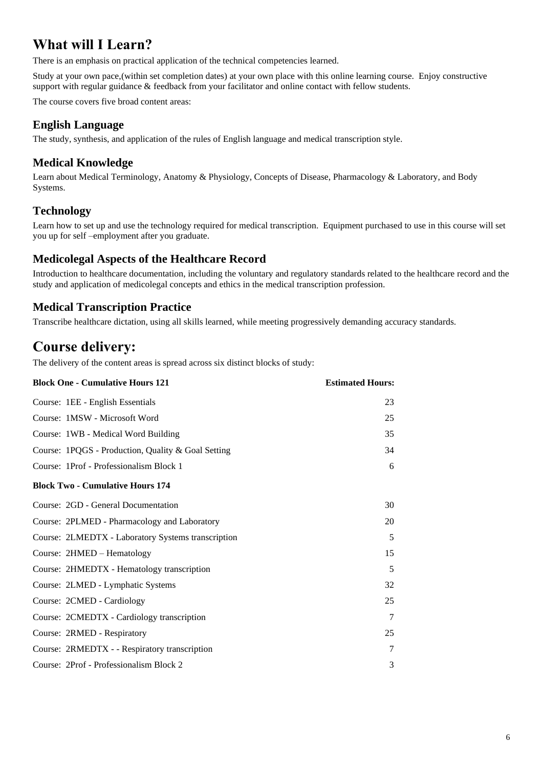# What will I Learn?

There is an emphasis on practical application of the technical competencies learned.

Study at your own pace,(within set completion dates) at your own place with this online learning course. Enjoy constructive support with regular guidance & feedback from your facilitator and online contact with fellow students.

The course covers five broad content areas:

## English Language

The study, synthesis, and application of the rules of English language and medical transcription style.

## Medical Knowledge

Learn about Medical Terminology, Anatomy & Physiology, Concepts of Disease, Pharmacology & Laboratory, and Body Systems.

## Technology

Learn how to set up and use the technology required for medical transcription. Equipment purchased to use in this course will set you up for self –employment after you graduate.

## Medicolegal Aspects of the Healthcare Record

Introduction to healthcare documentation, including the voluntary and regulatory standards related to the healthcare record and the study and application of medicolegal concepts and ethics in the medical transcription profession.

## Medical Transcription Practice

Transcribe healthcare dictation, using all skills learned, while meeting progressively demanding accuracy standards.

# Course delivery:

The delivery of the content areas is spread across six distinct blocks of study:

| **Block One - Cumulative Hours 121** | **Estimated Hours:** |
|---|---|
| Course: 1EE - English Essentials | 23 |
| Course: 1MSW - Microsoft Word | 25 |
| Course: 1WB - Medical Word Building | 35 |
| Course: 1PQGS - Production, Quality & Goal Setting | 34 |
| Course: 1Prof - Professionalism Block 1 | 6 |
| **Block Two - Cumulative Hours 174** | |
| Course: 2GD - General Documentation | 30 |
| Course: 2PLMED - Pharmacology and Laboratory | 20 |
| Course: 2LMEDTX - Laboratory Systems transcription | 5 |
| Course: 2HMED – Hematology | 15 |
| Course: 2HMEDTX - Hematology transcription | 5 |
| Course: 2LMED - Lymphatic Systems | 32 |
| Course: 2CMED - Cardiology | 25 |
| Course: 2CMEDTX - Cardiology transcription | 7 |
| Course: 2RMED - Respiratory | 25 |
| Course: 2RMEDTX - - Respiratory transcription | 7 |
| Course: 2Prof - Professionalism Block 2 | 3 |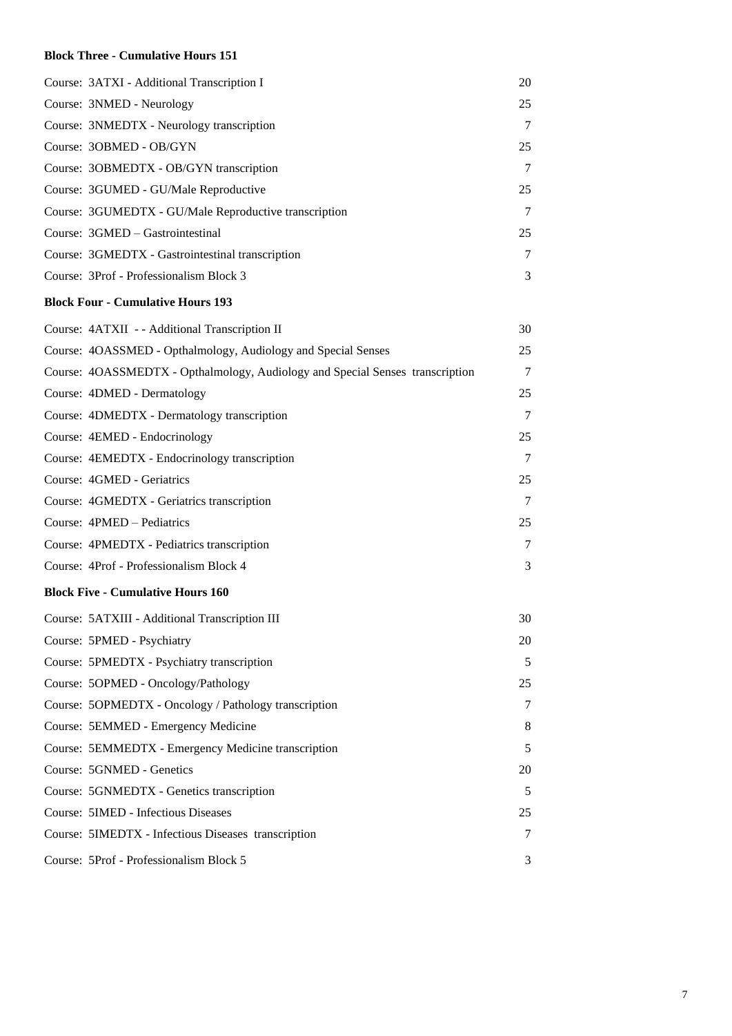**Block Three - Cumulative Hours 151**

| Course | Hours |
|---|---|
| Course: 3ATXI - Additional Transcription I | 20 |
| Course: 3NMED - Neurology | 25 |
| Course: 3NMEDTX - Neurology transcription | 7 |
| Course: 3OBMED - OB/GYN | 25 |
| Course: 3OBMEDTX - OB/GYN transcription | 7 |
| Course: 3GUMED - GU/Male Reproductive | 25 |
| Course: 3GUMEDTX - GU/Male Reproductive transcription | 7 |
| Course: 3GMED – Gastrointestinal | 25 |
| Course: 3GMEDTX - Gastrointestinal transcription | 7 |
| Course: 3Prof - Professionalism Block 3 | 3 |

**Block Four - Cumulative Hours 193**

| Course | Hours |
|---|---|
| Course: 4ATXII - - Additional Transcription II | 30 |
| Course: 4OASSMED - Opthalmology, Audiology and Special Senses | 25 |
| Course: 4OASSMEDTX - Opthalmology, Audiology and Special Senses transcription | 7 |
| Course: 4DMED - Dermatology | 25 |
| Course: 4DMEDTX - Dermatology transcription | 7 |
| Course: 4EMED - Endocrinology | 25 |
| Course: 4EMEDTX - Endocrinology transcription | 7 |
| Course: 4GMED - Geriatrics | 25 |
| Course: 4GMEDTX - Geriatrics transcription | 7 |
| Course: 4PMED – Pediatrics | 25 |
| Course: 4PMEDTX - Pediatrics transcription | 7 |
| Course: 4Prof - Professionalism Block 4 | 3 |

**Block Five - Cumulative Hours 160**

| Course | Hours |
|---|---|
| Course: 5ATXIII - Additional Transcription III | 30 |
| Course: 5PMED - Psychiatry | 20 |
| Course: 5PMEDTX - Psychiatry transcription | 5 |
| Course: 5OPMED - Oncology/Pathology | 25 |
| Course: 5OPMEDTX - Oncology / Pathology transcription | 7 |
| Course: 5EMMED - Emergency Medicine | 8 |
| Course: 5EMMEDTX - Emergency Medicine transcription | 5 |
| Course: 5GNMED - Genetics | 20 |
| Course: 5GNMEDTX - Genetics transcription | 5 |
| Course: 5IMED - Infectious Diseases | 25 |
| Course: 5IMEDTX - Infectious Diseases transcription | 7 |
| Course: 5Prof - Professionalism Block 5 | 3 |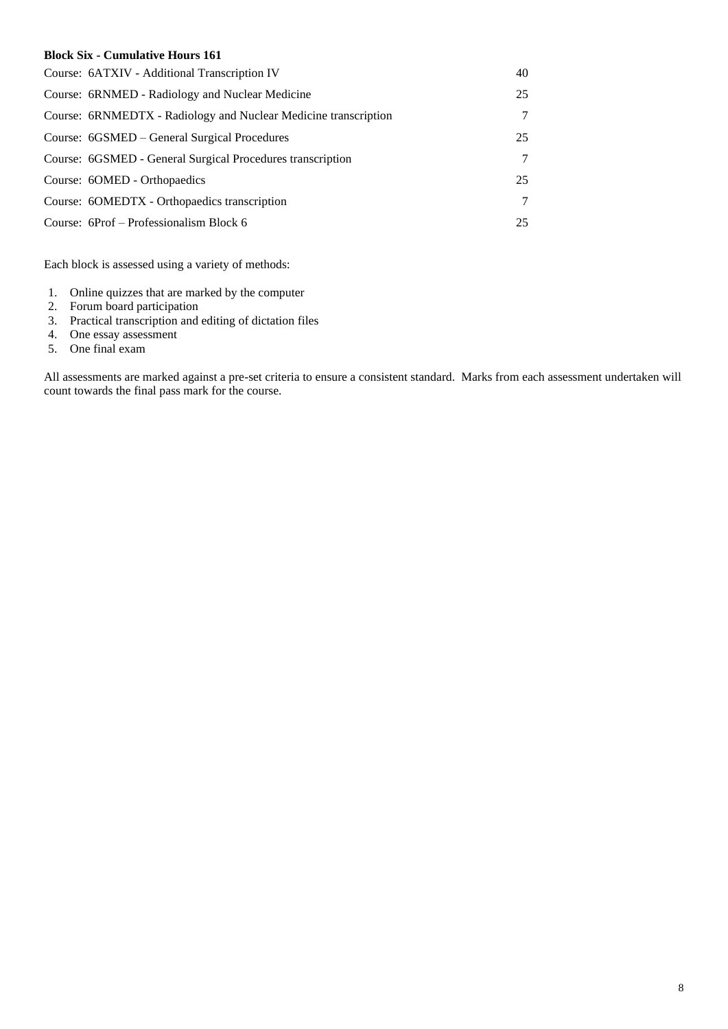**Block Six - Cumulative Hours 161**

| | |
|---|---|
| Course: 6ATXIV - Additional Transcription IV | 40 |
| Course: 6RNMED - Radiology and Nuclear Medicine | 25 |
| Course: 6RNMEDTX - Radiology and Nuclear Medicine transcription | 7 |
| Course: 6GSMED – General Surgical Procedures | 25 |
| Course: 6GSMED - General Surgical Procedures transcription | 7 |
| Course: 6OMED - Orthopaedics | 25 |
| Course: 6OMEDTX - Orthopaedics transcription | 7 |
| Course: 6Prof – Professionalism Block 6 | 25 |

Each block is assessed using a variety of methods:

1. Online quizzes that are marked by the computer
2. Forum board participation
3. Practical transcription and editing of dictation files
4. One essay assessment
5. One final exam

All assessments are marked against a pre-set criteria to ensure a consistent standard. Marks from each assessment undertaken will count towards the final pass mark for the course.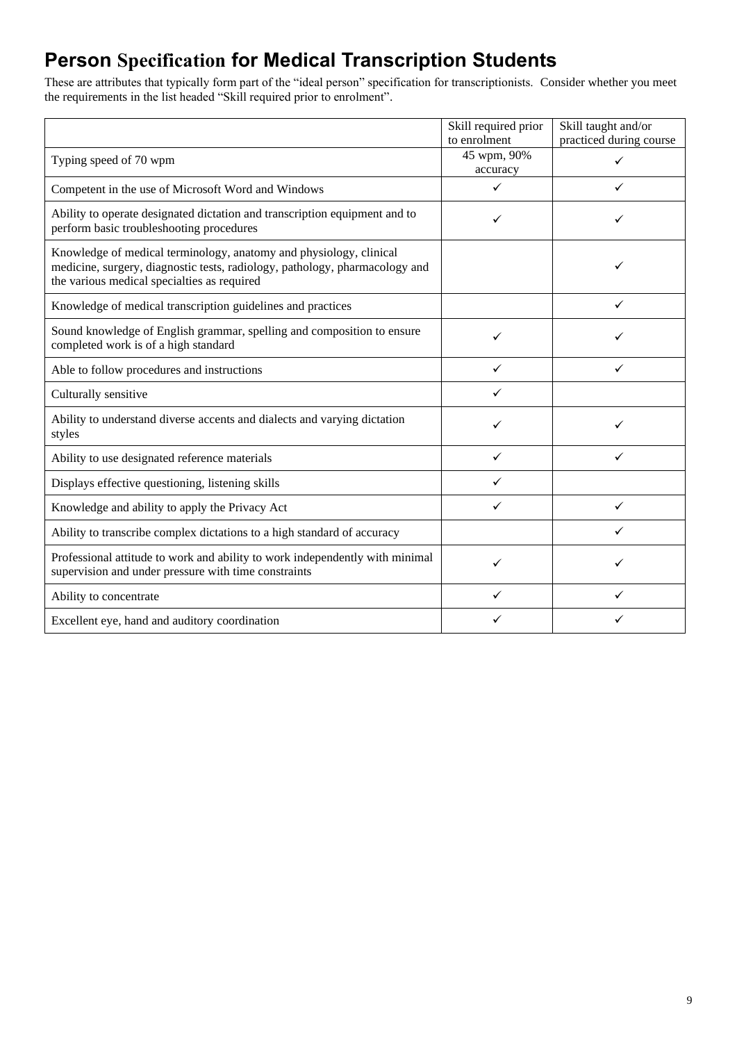# Person Specification for Medical Transcription Students

These are attributes that typically form part of the "ideal person" specification for transcriptionists. Consider whether you meet the requirements in the list headed "Skill required prior to enrolment".

| | Skill required prior to enrolment | Skill taught and/or practiced during course |
|---|---|---|
| Typing speed of 70 wpm | 45 wpm, 90% accuracy | ✓ |
| Competent in the use of Microsoft Word and Windows | ✓ | ✓ |
| Ability to operate designated dictation and transcription equipment and to perform basic troubleshooting procedures | ✓ | ✓ |
| Knowledge of medical terminology, anatomy and physiology, clinical medicine, surgery, diagnostic tests, radiology, pathology, pharmacology and the various medical specialties as required | | ✓ |
| Knowledge of medical transcription guidelines and practices | | ✓ |
| Sound knowledge of English grammar, spelling and composition to ensure completed work is of a high standard | ✓ | ✓ |
| Able to follow procedures and instructions | ✓ | ✓ |
| Culturally sensitive | ✓ | |
| Ability to understand diverse accents and dialects and varying dictation styles | ✓ | ✓ |
| Ability to use designated reference materials | ✓ | ✓ |
| Displays effective questioning, listening skills | ✓ | |
| Knowledge and ability to apply the Privacy Act | ✓ | ✓ |
| Ability to transcribe complex dictations to a high standard of accuracy | | ✓ |
| Professional attitude to work and ability to work independently with minimal supervision and under pressure with time constraints | ✓ | ✓ |
| Ability to concentrate | ✓ | ✓ |
| Excellent eye, hand and auditory coordination | ✓ | ✓ |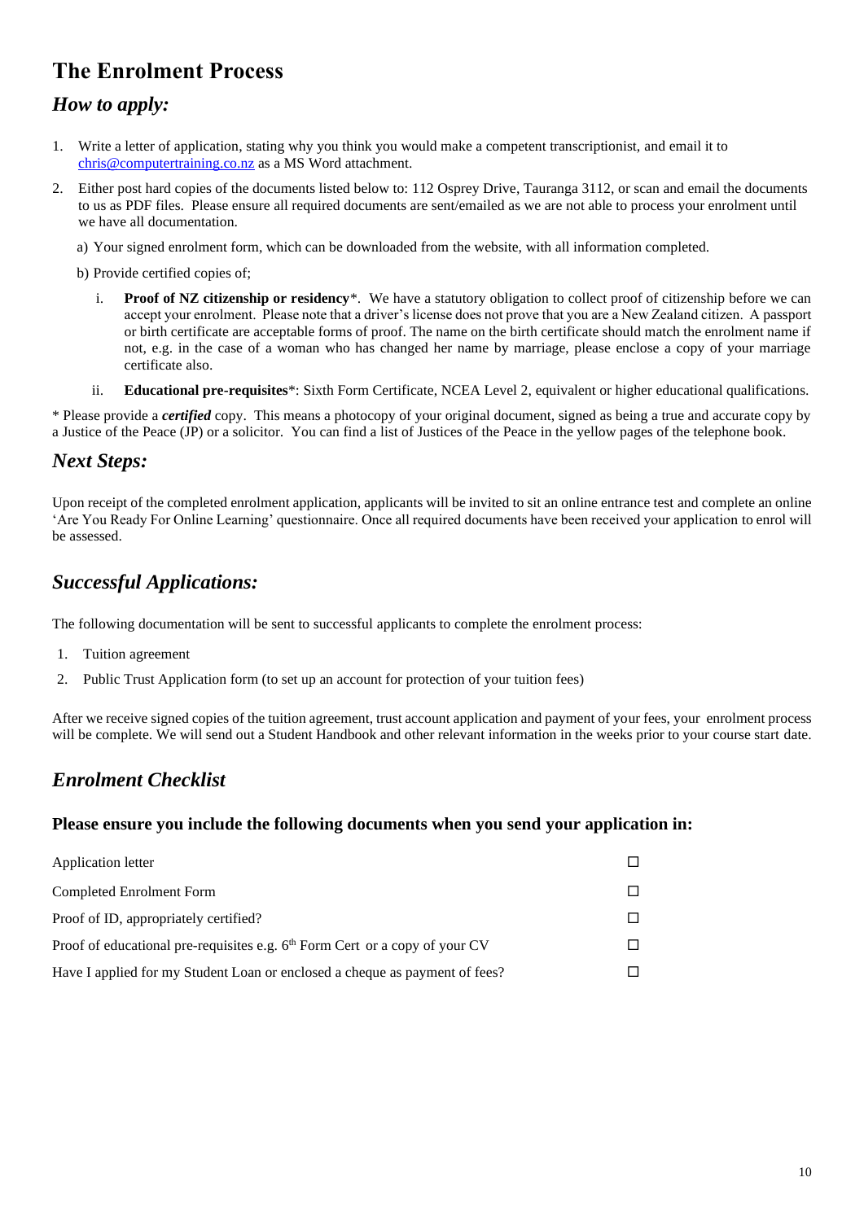# The Enrolment Process

## *How to apply:*

1. Write a letter of application, stating why you think you would make a competent transcriptionist, and email it to chris@computertraining.co.nz as a MS Word attachment.
2. Either post hard copies of the documents listed below to: 112 Osprey Drive, Tauranga 3112, or scan and email the documents to us as PDF files. Please ensure all required documents are sent/emailed as we are not able to process your enrolment until we have all documentation.

   a) Your signed enrolment form, which can be downloaded from the website, with all information completed.

   b) Provide certified copies of;

      i. **Proof of NZ citizenship or residency***. We have a statutory obligation to collect proof of citizenship before we can accept your enrolment. Please note that a driver's license does not prove that you are a New Zealand citizen. A passport or birth certificate are acceptable forms of proof. The name on the birth certificate should match the enrolment name if not, e.g. in the case of a woman who has changed her name by marriage, please enclose a copy of your marriage certificate also.

      ii. **Educational pre-requisites***: Sixth Form Certificate, NCEA Level 2, equivalent or higher educational qualifications.

* Please provide a ***certified*** copy. This means a photocopy of your original document, signed as being a true and accurate copy by a Justice of the Peace (JP) or a solicitor. You can find a list of Justices of the Peace in the yellow pages of the telephone book.

## *Next Steps:*

Upon receipt of the completed enrolment application, applicants will be invited to sit an online entrance test and complete an online 'Are You Ready For Online Learning' questionnaire. Once all required documents have been received your application to enrol will be assessed.

## *Successful Applications:*

The following documentation will be sent to successful applicants to complete the enrolment process:

1. Tuition agreement
2. Public Trust Application form (to set up an account for protection of your tuition fees)

After we receive signed copies of the tuition agreement, trust account application and payment of your fees, your enrolment process will be complete. We will send out a Student Handbook and other relevant information in the weeks prior to your course start date.

## *Enrolment Checklist*

### Please ensure you include the following documents when you send your application in:

| | |
|---|---|
| Application letter | ☐ |
| Completed Enrolment Form | ☐ |
| Proof of ID, appropriately certified? | ☐ |
| Proof of educational pre-requisites e.g. 6th Form Cert or a copy of your CV | ☐ |
| Have I applied for my Student Loan or enclosed a cheque as payment of fees? | ☐ |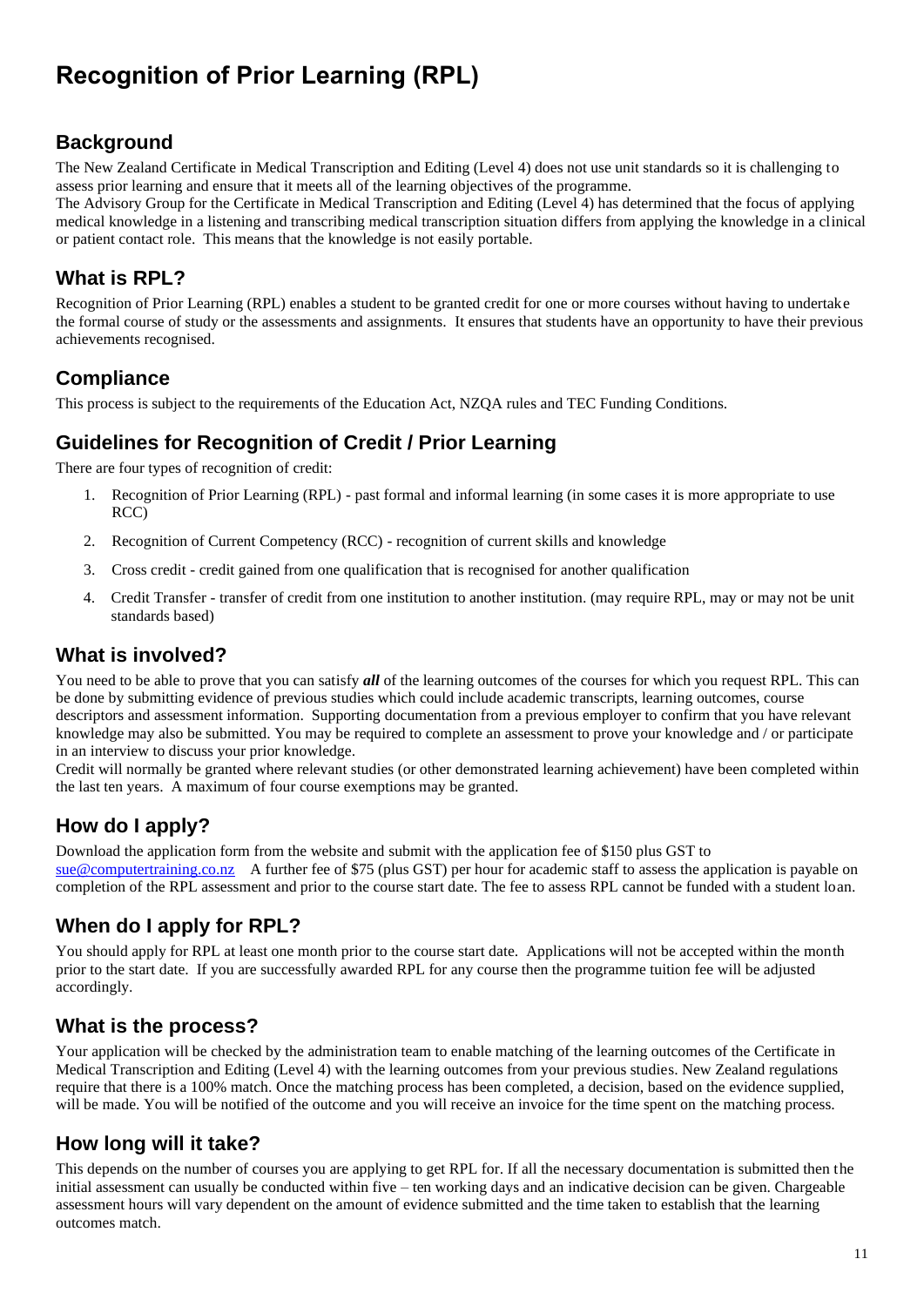# Recognition of Prior Learning (RPL)

## Background

The New Zealand Certificate in Medical Transcription and Editing (Level 4) does not use unit standards so it is challenging to assess prior learning and ensure that it meets all of the learning objectives of the programme.

The Advisory Group for the Certificate in Medical Transcription and Editing (Level 4) has determined that the focus of applying medical knowledge in a listening and transcribing medical transcription situation differs from applying the knowledge in a clinical or patient contact role. This means that the knowledge is not easily portable.

## What is RPL?

Recognition of Prior Learning (RPL) enables a student to be granted credit for one or more courses without having to undertake the formal course of study or the assessments and assignments. It ensures that students have an opportunity to have their previous achievements recognised.

## Compliance

This process is subject to the requirements of the Education Act, NZQA rules and TEC Funding Conditions.

## Guidelines for Recognition of Credit / Prior Learning

There are four types of recognition of credit:

1. Recognition of Prior Learning (RPL) - past formal and informal learning (in some cases it is more appropriate to use RCC)
2. Recognition of Current Competency (RCC) - recognition of current skills and knowledge
3. Cross credit - credit gained from one qualification that is recognised for another qualification
4. Credit Transfer - transfer of credit from one institution to another institution. (may require RPL, may or may not be unit standards based)

## What is involved?

You need to be able to prove that you can satisfy ***all*** of the learning outcomes of the courses for which you request RPL. This can be done by submitting evidence of previous studies which could include academic transcripts, learning outcomes, course descriptors and assessment information. Supporting documentation from a previous employer to confirm that you have relevant knowledge may also be submitted. You may be required to complete an assessment to prove your knowledge and / or participate in an interview to discuss your prior knowledge.

Credit will normally be granted where relevant studies (or other demonstrated learning achievement) have been completed within the last ten years. A maximum of four course exemptions may be granted.

## How do I apply?

Download the application form from the website and submit with the application fee of $150 plus GST to sue@computertraining.co.nz A further fee of $75 (plus GST) per hour for academic staff to assess the application is payable on completion of the RPL assessment and prior to the course start date. The fee to assess RPL cannot be funded with a student loan.

## When do I apply for RPL?

You should apply for RPL at least one month prior to the course start date. Applications will not be accepted within the month prior to the start date. If you are successfully awarded RPL for any course then the programme tuition fee will be adjusted accordingly.

## What is the process?

Your application will be checked by the administration team to enable matching of the learning outcomes of the Certificate in Medical Transcription and Editing (Level 4) with the learning outcomes from your previous studies. New Zealand regulations require that there is a 100% match. Once the matching process has been completed, a decision, based on the evidence supplied, will be made. You will be notified of the outcome and you will receive an invoice for the time spent on the matching process.

## How long will it take?

This depends on the number of courses you are applying to get RPL for. If all the necessary documentation is submitted then the initial assessment can usually be conducted within five – ten working days and an indicative decision can be given. Chargeable assessment hours will vary dependent on the amount of evidence submitted and the time taken to establish that the learning outcomes match.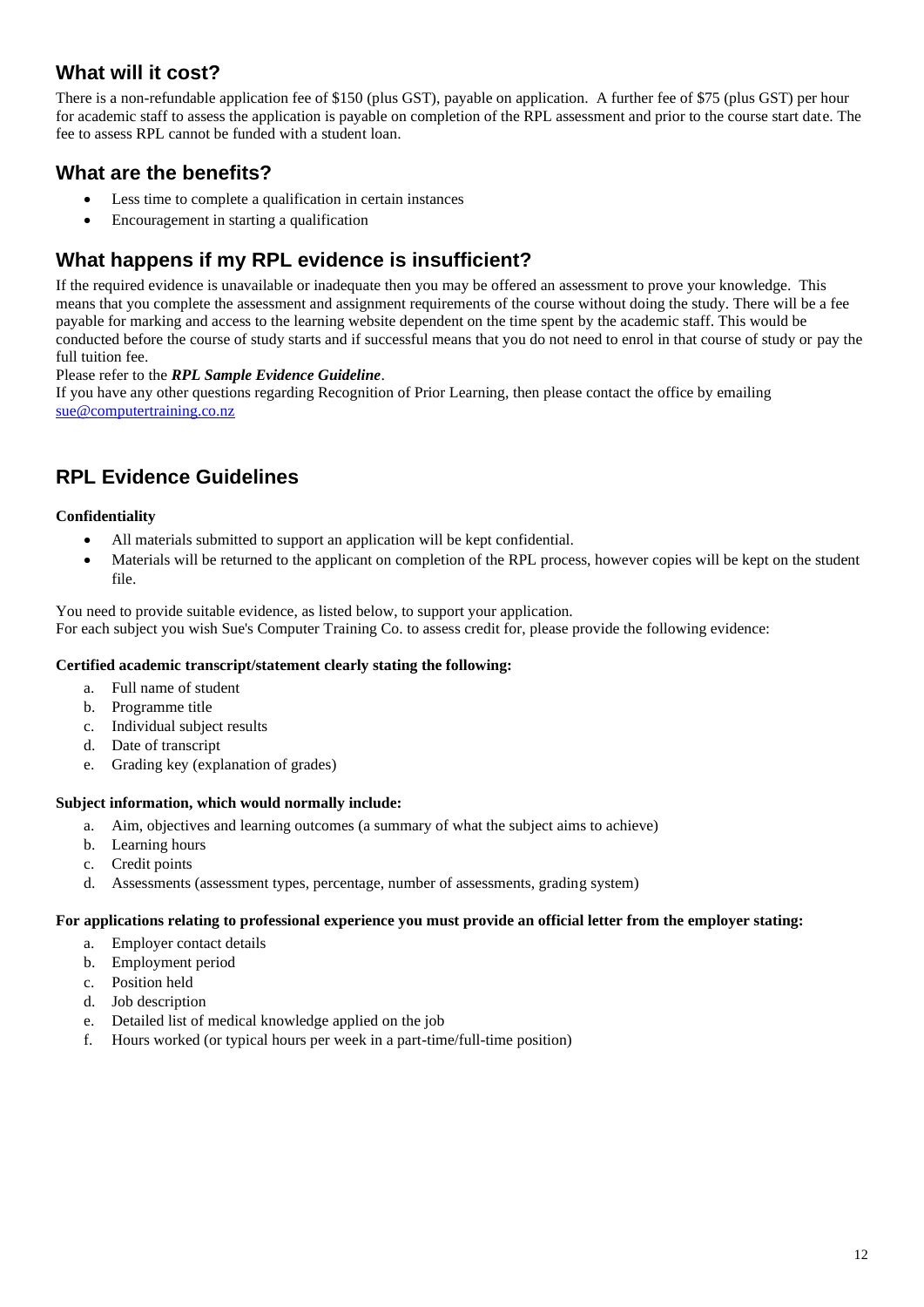## What will it cost?

There is a non-refundable application fee of $150 (plus GST), payable on application. A further fee of $75 (plus GST) per hour for academic staff to assess the application is payable on completion of the RPL assessment and prior to the course start date. The fee to assess RPL cannot be funded with a student loan.

## What are the benefits?

- Less time to complete a qualification in certain instances
- Encouragement in starting a qualification

## What happens if my RPL evidence is insufficient?

If the required evidence is unavailable or inadequate then you may be offered an assessment to prove your knowledge. This means that you complete the assessment and assignment requirements of the course without doing the study. There will be a fee payable for marking and access to the learning website dependent on the time spent by the academic staff. This would be conducted before the course of study starts and if successful means that you do not need to enrol in that course of study or pay the full tuition fee.

Please refer to the ***RPL Sample Evidence Guideline***.

If you have any other questions regarding Recognition of Prior Learning, then please contact the office by emailing sue@computertraining.co.nz

## RPL Evidence Guidelines

**Confidentiality**

- All materials submitted to support an application will be kept confidential.
- Materials will be returned to the applicant on completion of the RPL process, however copies will be kept on the student file.

You need to provide suitable evidence, as listed below, to support your application.
For each subject you wish Sue's Computer Training Co. to assess credit for, please provide the following evidence:

**Certified academic transcript/statement clearly stating the following:**

a. Full name of student
b. Programme title
c. Individual subject results
d. Date of transcript
e. Grading key (explanation of grades)

**Subject information, which would normally include:**

a. Aim, objectives and learning outcomes (a summary of what the subject aims to achieve)
b. Learning hours
c. Credit points
d. Assessments (assessment types, percentage, number of assessments, grading system)

**For applications relating to professional experience you must provide an official letter from the employer stating:**

a. Employer contact details
b. Employment period
c. Position held
d. Job description
e. Detailed list of medical knowledge applied on the job
f. Hours worked (or typical hours per week in a part-time/full-time position)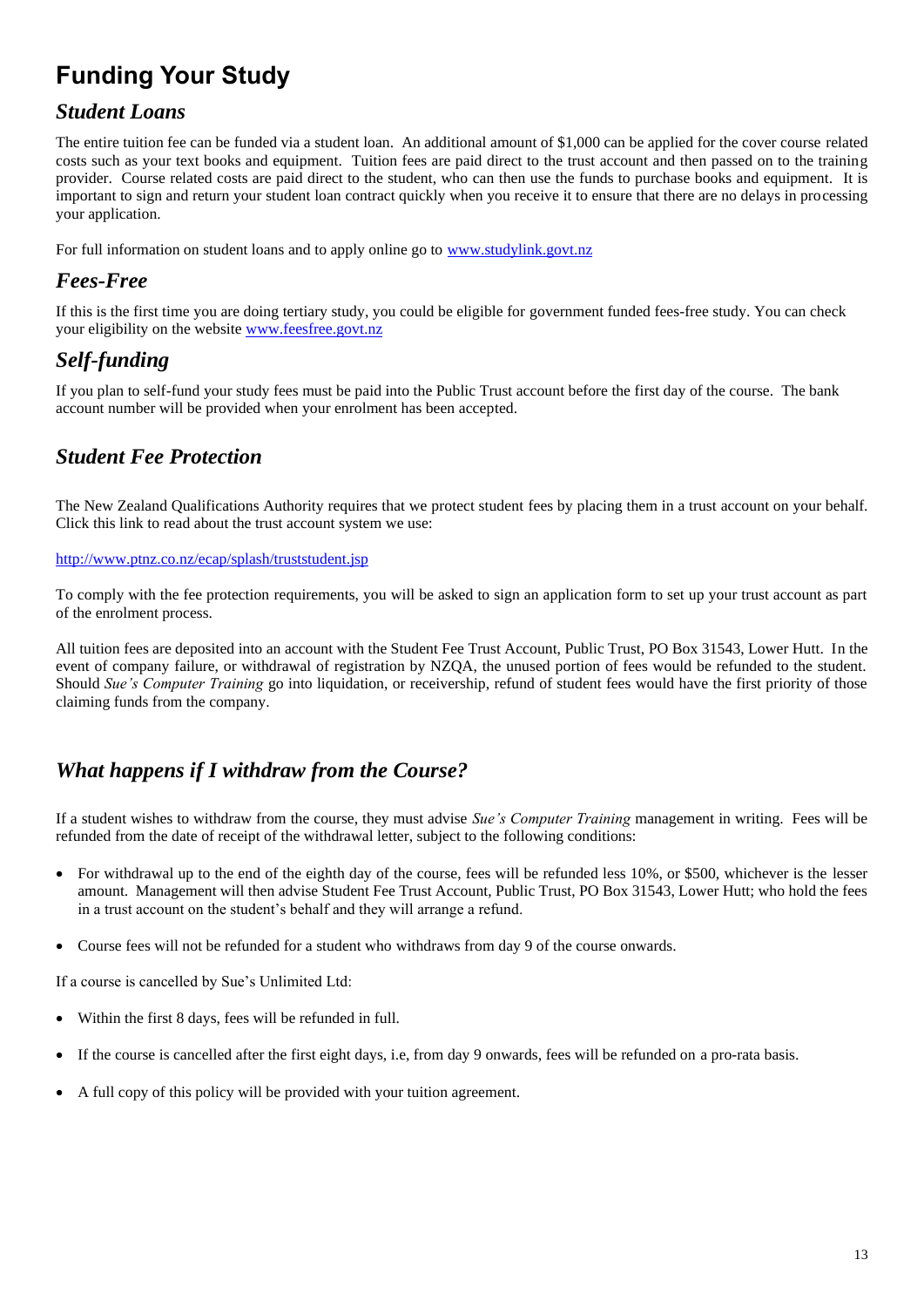# Funding Your Study

## *Student Loans*

The entire tuition fee can be funded via a student loan. An additional amount of $1,000 can be applied for the cover course related costs such as your text books and equipment. Tuition fees are paid direct to the trust account and then passed on to the training provider. Course related costs are paid direct to the student, who can then use the funds to purchase books and equipment. It is important to sign and return your student loan contract quickly when you receive it to ensure that there are no delays in processing your application.

For full information on student loans and to apply online go to [www.studylink.govt.nz](http://www.studylink.govt.nz)

## *Fees-Free*

If this is the first time you are doing tertiary study, you could be eligible for government funded fees-free study. You can check your eligibility on the website [www.feesfree.govt.nz](http://www.feesfree.govt.nz)

## *Self-funding*

If you plan to self-fund your study fees must be paid into the Public Trust account before the first day of the course. The bank account number will be provided when your enrolment has been accepted.

## *Student Fee Protection*

The New Zealand Qualifications Authority requires that we protect student fees by placing them in a trust account on your behalf. Click this link to read about the trust account system we use:

[http://www.ptnz.co.nz/ecap/splash/truststudent.jsp](http://www.ptnz.co.nz/ecap/splash/truststudent.jsp)

To comply with the fee protection requirements, you will be asked to sign an application form to set up your trust account as part of the enrolment process.

All tuition fees are deposited into an account with the Student Fee Trust Account, Public Trust, PO Box 31543, Lower Hutt. In the event of company failure, or withdrawal of registration by NZQA, the unused portion of fees would be refunded to the student. Should *Sue's Computer Training* go into liquidation, or receivership, refund of student fees would have the first priority of those claiming funds from the company.

## *What happens if I withdraw from the Course?*

If a student wishes to withdraw from the course, they must advise *Sue's Computer Training* management in writing. Fees will be refunded from the date of receipt of the withdrawal letter, subject to the following conditions:

- For withdrawal up to the end of the eighth day of the course, fees will be refunded less 10%, or $500, whichever is the lesser amount. Management will then advise Student Fee Trust Account, Public Trust, PO Box 31543, Lower Hutt; who hold the fees in a trust account on the student's behalf and they will arrange a refund.
- Course fees will not be refunded for a student who withdraws from day 9 of the course onwards.

If a course is cancelled by Sue's Unlimited Ltd:

- Within the first 8 days, fees will be refunded in full.
- If the course is cancelled after the first eight days, i.e, from day 9 onwards, fees will be refunded on a pro-rata basis.
- A full copy of this policy will be provided with your tuition agreement.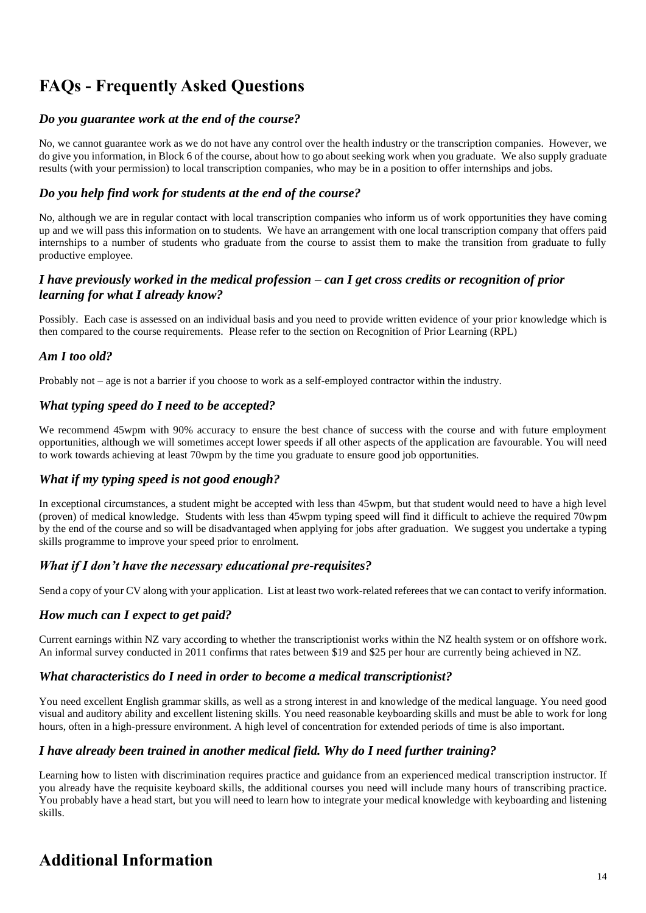# FAQs - Frequently Asked Questions

### *Do you guarantee work at the end of the course?*

No, we cannot guarantee work as we do not have any control over the health industry or the transcription companies. However, we do give you information, in Block 6 of the course, about how to go about seeking work when you graduate. We also supply graduate results (with your permission) to local transcription companies, who may be in a position to offer internships and jobs.

### *Do you help find work for students at the end of the course?*

No, although we are in regular contact with local transcription companies who inform us of work opportunities they have coming up and we will pass this information on to students. We have an arrangement with one local transcription company that offers paid internships to a number of students who graduate from the course to assist them to make the transition from graduate to fully productive employee.

### *I have previously worked in the medical profession – can I get cross credits or recognition of prior learning for what I already know?*

Possibly. Each case is assessed on an individual basis and you need to provide written evidence of your prior knowledge which is then compared to the course requirements. Please refer to the section on Recognition of Prior Learning (RPL)

### *Am I too old?*

Probably not – age is not a barrier if you choose to work as a self-employed contractor within the industry.

### *What typing speed do I need to be accepted?*

We recommend 45wpm with 90% accuracy to ensure the best chance of success with the course and with future employment opportunities, although we will sometimes accept lower speeds if all other aspects of the application are favourable. You will need to work towards achieving at least 70wpm by the time you graduate to ensure good job opportunities.

### *What if my typing speed is not good enough?*

In exceptional circumstances, a student might be accepted with less than 45wpm, but that student would need to have a high level (proven) of medical knowledge. Students with less than 45wpm typing speed will find it difficult to achieve the required 70wpm by the end of the course and so will be disadvantaged when applying for jobs after graduation. We suggest you undertake a typing skills programme to improve your speed prior to enrolment.

### *What if I don't have the necessary educational pre-requisites?*

Send a copy of your CV along with your application. List at least two work-related referees that we can contact to verify information.

### *How much can I expect to get paid?*

Current earnings within NZ vary according to whether the transcriptionist works within the NZ health system or on offshore work. An informal survey conducted in 2011 confirms that rates between $19 and $25 per hour are currently being achieved in NZ.

### *What characteristics do I need in order to become a medical transcriptionist?*

You need excellent English grammar skills, as well as a strong interest in and knowledge of the medical language. You need good visual and auditory ability and excellent listening skills. You need reasonable keyboarding skills and must be able to work for long hours, often in a high-pressure environment. A high level of concentration for extended periods of time is also important.

### *I have already been trained in another medical field. Why do I need further training?*

Learning how to listen with discrimination requires practice and guidance from an experienced medical transcription instructor. If you already have the requisite keyboard skills, the additional courses you need will include many hours of transcribing practice. You probably have a head start, but you will need to learn how to integrate your medical knowledge with keyboarding and listening skills.

# Additional Information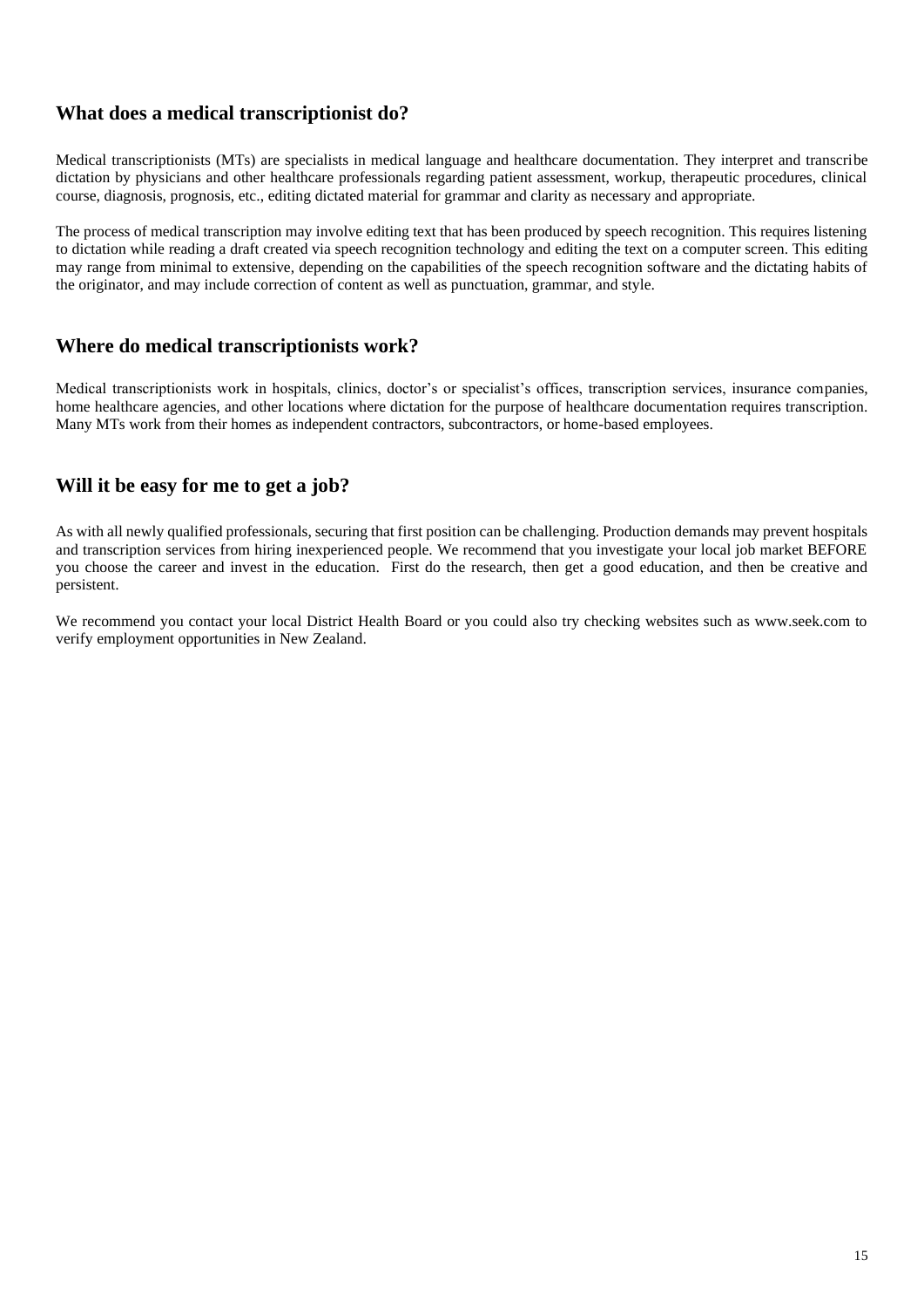## What does a medical transcriptionist do?

Medical transcriptionists (MTs) are specialists in medical language and healthcare documentation. They interpret and transcribe dictation by physicians and other healthcare professionals regarding patient assessment, workup, therapeutic procedures, clinical course, diagnosis, prognosis, etc., editing dictated material for grammar and clarity as necessary and appropriate.

The process of medical transcription may involve editing text that has been produced by speech recognition. This requires listening to dictation while reading a draft created via speech recognition technology and editing the text on a computer screen. This editing may range from minimal to extensive, depending on the capabilities of the speech recognition software and the dictating habits of the originator, and may include correction of content as well as punctuation, grammar, and style.

## Where do medical transcriptionists work?

Medical transcriptionists work in hospitals, clinics, doctor's or specialist's offices, transcription services, insurance companies, home healthcare agencies, and other locations where dictation for the purpose of healthcare documentation requires transcription. Many MTs work from their homes as independent contractors, subcontractors, or home-based employees.

## Will it be easy for me to get a job?

As with all newly qualified professionals, securing that first position can be challenging. Production demands may prevent hospitals and transcription services from hiring inexperienced people. We recommend that you investigate your local job market BEFORE you choose the career and invest in the education. First do the research, then get a good education, and then be creative and persistent.

We recommend you contact your local District Health Board or you could also try checking websites such as www.seek.com to verify employment opportunities in New Zealand.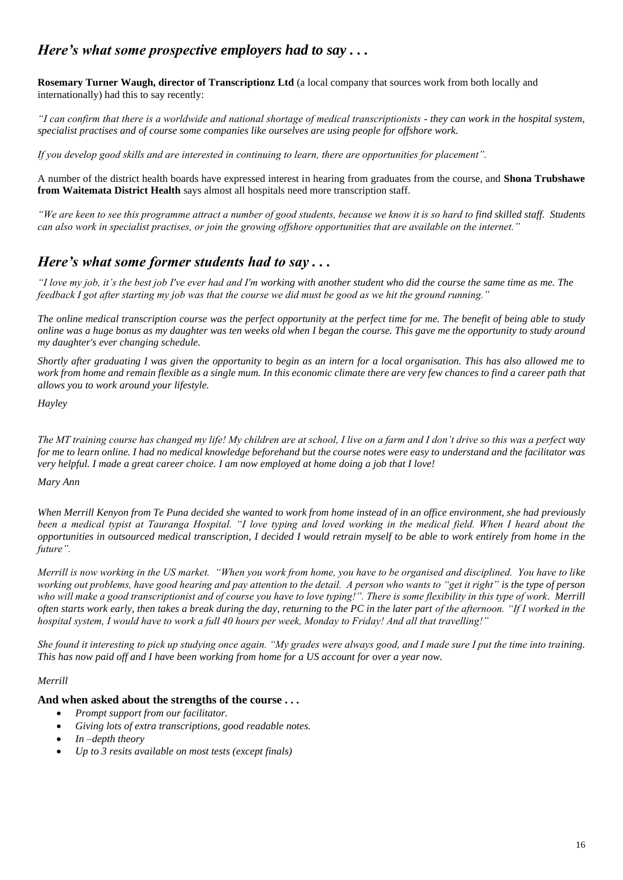## *Here's what some prospective employers had to say . . .*

**Rosemary Turner Waugh, director of Transcriptionz Ltd** (a local company that sources work from both locally and internationally) had this to say recently:

*"I can confirm that there is a worldwide and national shortage of medical transcriptionists - they can work in the hospital system, specialist practises and of course some companies like ourselves are using people for offshore work.*

*If you develop good skills and are interested in continuing to learn, there are opportunities for placement".*

A number of the district health boards have expressed interest in hearing from graduates from the course, and **Shona Trubshawe from Waitemata District Health** says almost all hospitals need more transcription staff.

*"We are keen to see this programme attract a number of good students, because we know it is so hard to find skilled staff. Students can also work in specialist practises, or join the growing offshore opportunities that are available on the internet."*

## *Here's what some former students had to say . . .*

*"I love my job, it's the best job I've ever had and I'm working with another student who did the course the same time as me. The feedback I got after starting my job was that the course we did must be good as we hit the ground running."*

*The online medical transcription course was the perfect opportunity at the perfect time for me. The benefit of being able to study online was a huge bonus as my daughter was ten weeks old when I began the course. This gave me the opportunity to study around my daughter's ever changing schedule.*

*Shortly after graduating I was given the opportunity to begin as an intern for a local organisation. This has also allowed me to work from home and remain flexible as a single mum. In this economic climate there are very few chances to find a career path that allows you to work around your lifestyle.*

*Hayley*

*The MT training course has changed my life! My children are at school, I live on a farm and I don't drive so this was a perfect way for me to learn online. I had no medical knowledge beforehand but the course notes were easy to understand and the facilitator was very helpful. I made a great career choice. I am now employed at home doing a job that I love!*

*Mary Ann*

*When Merrill Kenyon from Te Puna decided she wanted to work from home instead of in an office environment, she had previously been a medical typist at Tauranga Hospital. "I love typing and loved working in the medical field. When I heard about the opportunities in outsourced medical transcription, I decided I would retrain myself to be able to work entirely from home in the future".*

*Merrill is now working in the US market. "When you work from home, you have to be organised and disciplined. You have to like working out problems, have good hearing and pay attention to the detail. A person who wants to "get it right" is the type of person who will make a good transcriptionist and of course you have to love typing!". There is some flexibility in this type of work. Merrill often starts work early, then takes a break during the day, returning to the PC in the later part of the afternoon. "If I worked in the hospital system, I would have to work a full 40 hours per week, Monday to Friday! And all that travelling!"*

*She found it interesting to pick up studying once again. "My grades were always good, and I made sure I put the time into training. This has now paid off and I have been working from home for a US account for over a year now.*

*Merrill*

**And when asked about the strengths of the course . . .**

- *Prompt support from our facilitator.*
- *Giving lots of extra transcriptions, good readable notes.*
- *In –depth theory*
- *Up to 3 resits available on most tests (except finals)*